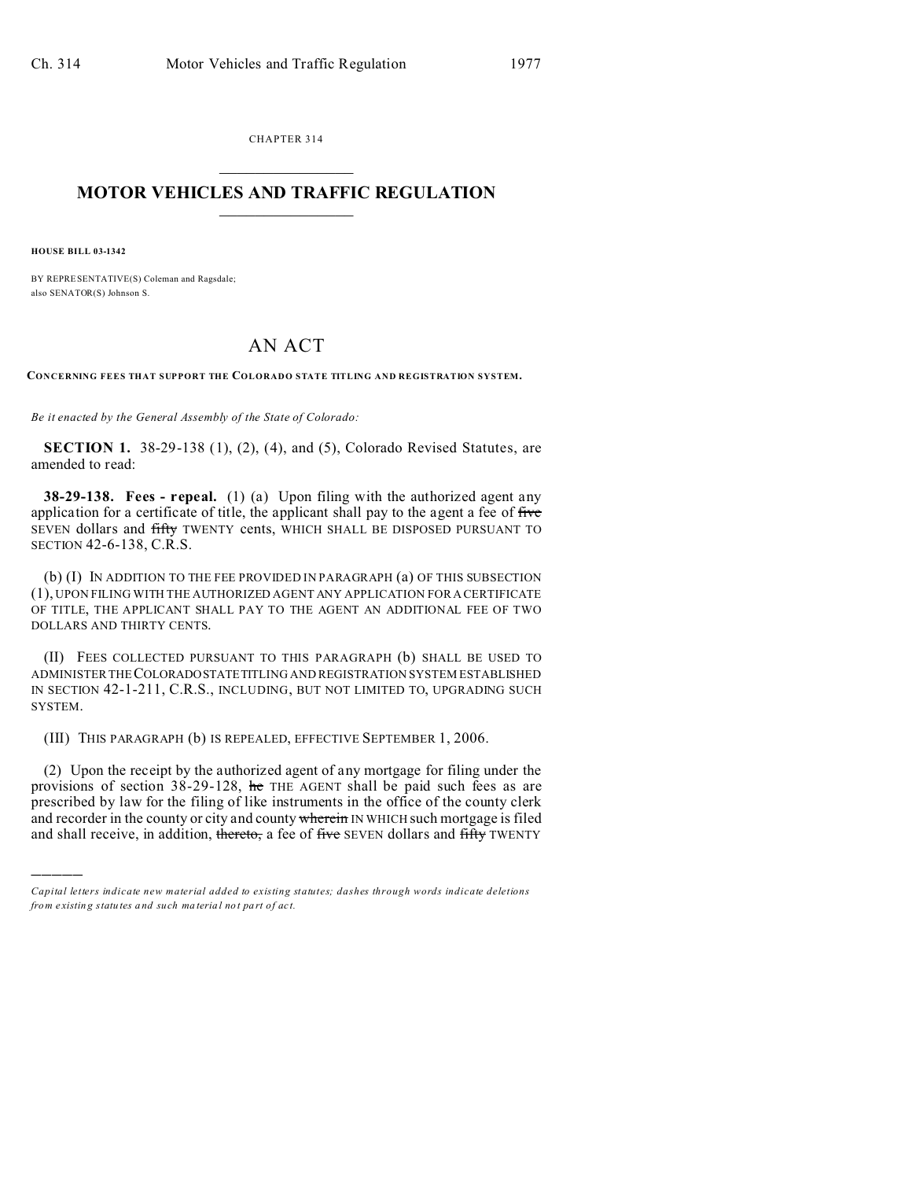CHAPTER 314

# MOTOR VEHICLES AND TRAFFIC REGULATION

**HOUSE BILL 03-1342**

BY REPRESENTATIVE(S) Coleman and Ragsdale;
also SENATOR(S) Johnson S.

# AN ACT

**CONCERNING FEES THAT SUPPORT THE COLORADO STATE TITLING AND REGISTRATION SYSTEM.**

*Be it enacted by the General Assembly of the State of Colorado:*

**SECTION 1.** 38-29-138 (1), (2), (4), and (5), Colorado Revised Statutes, are amended to read:

**38-29-138. Fees - repeal.** (1) (a) Upon filing with the authorized agent any application for a certificate of title, the applicant shall pay to the agent a fee of ~~five~~ SEVEN dollars and ~~fifty~~ TWENTY cents, WHICH SHALL BE DISPOSED PURSUANT TO SECTION 42-6-138, C.R.S.

(b) (I) IN ADDITION TO THE FEE PROVIDED IN PARAGRAPH (a) OF THIS SUBSECTION (1), UPON FILING WITH THE AUTHORIZED AGENT ANY APPLICATION FOR A CERTIFICATE OF TITLE, THE APPLICANT SHALL PAY TO THE AGENT AN ADDITIONAL FEE OF TWO DOLLARS AND THIRTY CENTS.

(II) FEES COLLECTED PURSUANT TO THIS PARAGRAPH (b) SHALL BE USED TO ADMINISTER THE COLORADO STATE TITLING AND REGISTRATION SYSTEM ESTABLISHED IN SECTION 42-1-211, C.R.S., INCLUDING, BUT NOT LIMITED TO, UPGRADING SUCH SYSTEM.

(III) THIS PARAGRAPH (b) IS REPEALED, EFFECTIVE SEPTEMBER 1, 2006.

(2) Upon the receipt by the authorized agent of any mortgage for filing under the provisions of section 38-29-128, ~~he~~ THE AGENT shall be paid such fees as are prescribed by law for the filing of like instruments in the office of the county clerk and recorder in the county or city and county ~~wherein~~ IN WHICH such mortgage is filed and shall receive, in addition, ~~thereto,~~ a fee of ~~five~~ SEVEN dollars and ~~fifty~~ TWENTY

---

*Capital letters indicate new material added to existing statutes; dashes through words indicate deletions from existing statutes and such material not part of act.*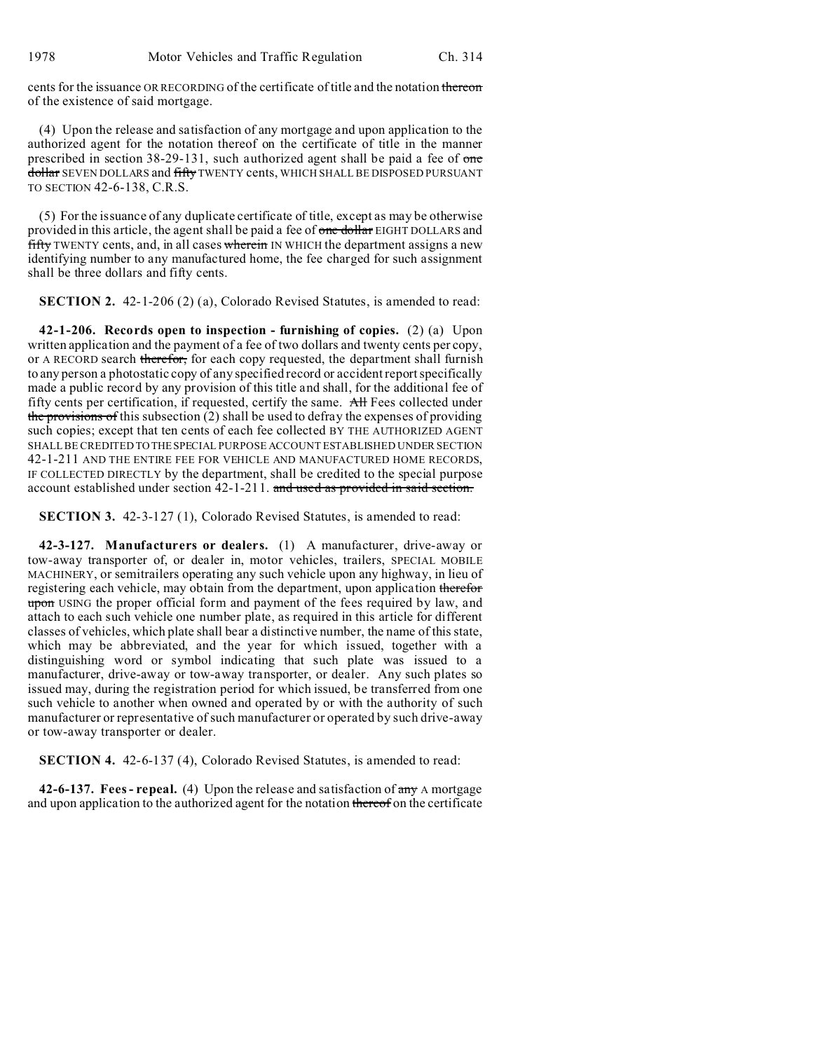cents for the issuance OR RECORDING of the certificate of title and the notation ~~thereon~~ of the existence of said mortgage.

(4) Upon the release and satisfaction of any mortgage and upon application to the authorized agent for the notation thereof on the certificate of title in the manner prescribed in section 38-29-131, such authorized agent shall be paid a fee of ~~one dollar~~ SEVEN DOLLARS and ~~fifty~~ TWENTY cents, WHICH SHALL BE DISPOSED PURSUANT TO SECTION 42-6-138, C.R.S.

(5) For the issuance of any duplicate certificate of title, except as may be otherwise provided in this article, the agent shall be paid a fee of ~~one dollar~~ EIGHT DOLLARS and ~~fifty~~ TWENTY cents, and, in all cases ~~wherein~~ IN WHICH the department assigns a new identifying number to any manufactured home, the fee charged for such assignment shall be three dollars and fifty cents.

**SECTION 2.** 42-1-206 (2) (a), Colorado Revised Statutes, is amended to read:

**42-1-206. Records open to inspection - furnishing of copies.** (2) (a) Upon written application and the payment of a fee of two dollars and twenty cents per copy, or A RECORD search ~~therefor,~~ for each copy requested, the department shall furnish to any person a photostatic copy of any specified record or accident report specifically made a public record by any provision of this title and shall, for the additional fee of fifty cents per certification, if requested, certify the same. ~~All~~ Fees collected under ~~the provisions of~~ this subsection (2) shall be used to defray the expenses of providing such copies; except that ten cents of each fee collected BY THE AUTHORIZED AGENT SHALL BE CREDITED TO THE SPECIAL PURPOSE ACCOUNT ESTABLISHED UNDER SECTION 42-1-211 AND THE ENTIRE FEE FOR VEHICLE AND MANUFACTURED HOME RECORDS, IF COLLECTED DIRECTLY by the department, shall be credited to the special purpose account established under section 42-1-211. ~~and used as provided in said section.~~

**SECTION 3.** 42-3-127 (1), Colorado Revised Statutes, is amended to read:

**42-3-127. Manufacturers or dealers.** (1) A manufacturer, drive-away or tow-away transporter of, or dealer in, motor vehicles, trailers, SPECIAL MOBILE MACHINERY, or semitrailers operating any such vehicle upon any highway, in lieu of registering each vehicle, may obtain from the department, upon application ~~therefor upon~~ USING the proper official form and payment of the fees required by law, and attach to each such vehicle one number plate, as required in this article for different classes of vehicles, which plate shall bear a distinctive number, the name of this state, which may be abbreviated, and the year for which issued, together with a distinguishing word or symbol indicating that such plate was issued to a manufacturer, drive-away or tow-away transporter, or dealer. Any such plates so issued may, during the registration period for which issued, be transferred from one such vehicle to another when owned and operated by or with the authority of such manufacturer or representative of such manufacturer or operated by such drive-away or tow-away transporter or dealer.

**SECTION 4.** 42-6-137 (4), Colorado Revised Statutes, is amended to read:

**42-6-137. Fees - repeal.** (4) Upon the release and satisfaction of ~~any~~ A mortgage and upon application to the authorized agent for the notation ~~thereof~~ on the certificate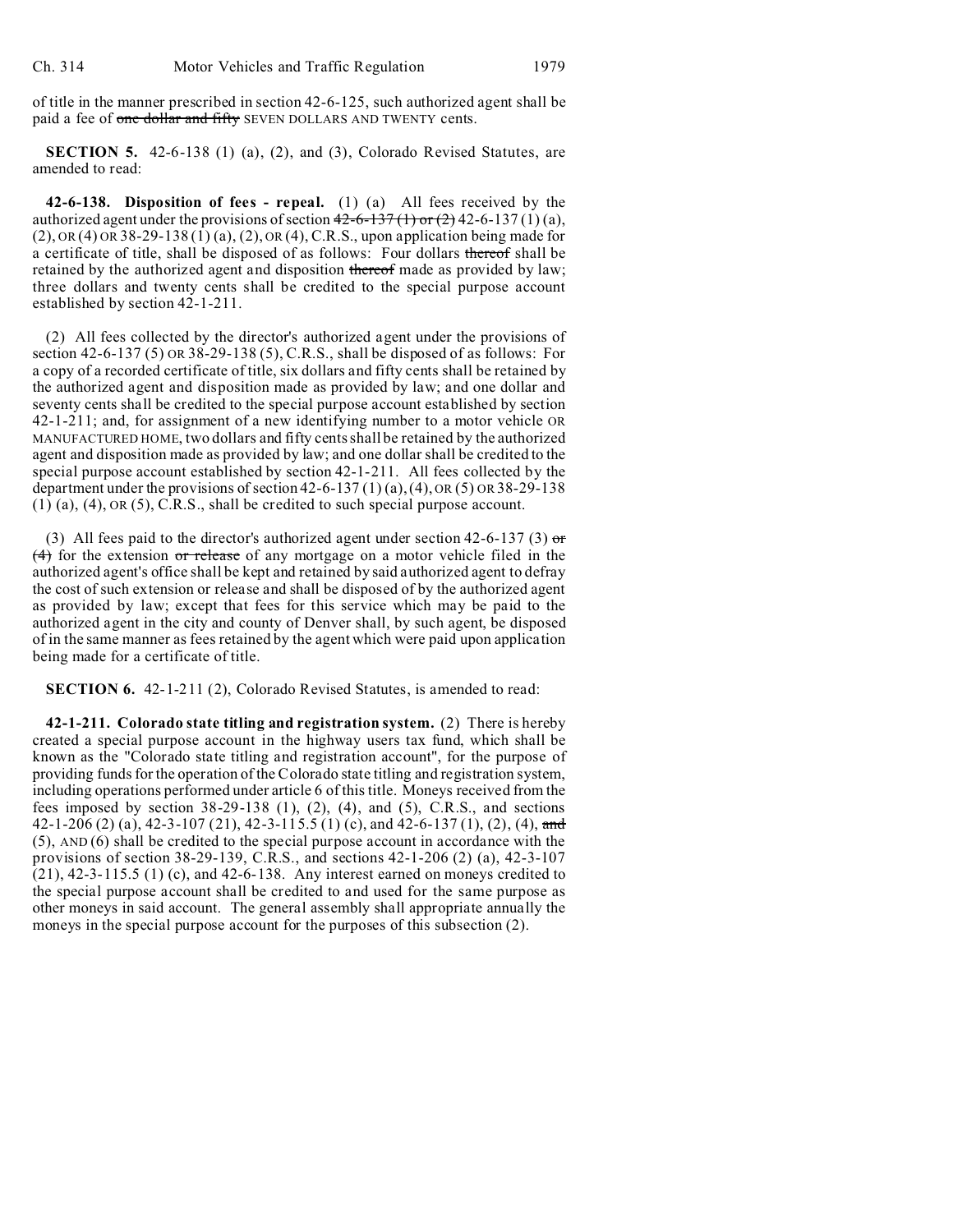of title in the manner prescribed in section 42-6-125, such authorized agent shall be paid a fee of ~~one dollar and fifty~~ SEVEN DOLLARS AND TWENTY cents.

**SECTION 5.** 42-6-138 (1) (a), (2), and (3), Colorado Revised Statutes, are amended to read:

**42-6-138. Disposition of fees - repeal.** (1) (a) All fees received by the authorized agent under the provisions of section ~~42-6-137 (1) or (2)~~ 42-6-137 (1) (a), (2), OR (4) OR 38-29-138 (1) (a), (2), OR (4), C.R.S., upon application being made for a certificate of title, shall be disposed of as follows: Four dollars ~~thereof~~ shall be retained by the authorized agent and disposition ~~thereof~~ made as provided by law; three dollars and twenty cents shall be credited to the special purpose account established by section 42-1-211.

(2) All fees collected by the director's authorized agent under the provisions of section 42-6-137 (5) OR 38-29-138 (5), C.R.S., shall be disposed of as follows: For a copy of a recorded certificate of title, six dollars and fifty cents shall be retained by the authorized agent and disposition made as provided by law; and one dollar and seventy cents shall be credited to the special purpose account established by section 42-1-211; and, for assignment of a new identifying number to a motor vehicle OR MANUFACTURED HOME, two dollars and fifty cents shall be retained by the authorized agent and disposition made as provided by law; and one dollar shall be credited to the special purpose account established by section 42-1-211. All fees collected by the department under the provisions of section 42-6-137 (1) (a), (4), OR (5) OR 38-29-138 (1) (a), (4), OR (5), C.R.S., shall be credited to such special purpose account.

(3) All fees paid to the director's authorized agent under section 42-6-137 (3) ~~or (4)~~ for the extension ~~or release~~ of any mortgage on a motor vehicle filed in the authorized agent's office shall be kept and retained by said authorized agent to defray the cost of such extension or release and shall be disposed of by the authorized agent as provided by law; except that fees for this service which may be paid to the authorized agent in the city and county of Denver shall, by such agent, be disposed of in the same manner as fees retained by the agent which were paid upon application being made for a certificate of title.

**SECTION 6.** 42-1-211 (2), Colorado Revised Statutes, is amended to read:

**42-1-211. Colorado state titling and registration system.** (2) There is hereby created a special purpose account in the highway users tax fund, which shall be known as the "Colorado state titling and registration account", for the purpose of providing funds for the operation of the Colorado state titling and registration system, including operations performed under article 6 of this title. Moneys received from the fees imposed by section 38-29-138 (1), (2), (4), and (5), C.R.S., and sections 42-1-206 (2) (a), 42-3-107 (21), 42-3-115.5 (1) (c), and 42-6-137 (1), (2), (4), ~~and~~ (5), AND (6) shall be credited to the special purpose account in accordance with the provisions of section 38-29-139, C.R.S., and sections 42-1-206 (2) (a), 42-3-107 (21), 42-3-115.5 (1) (c), and 42-6-138. Any interest earned on moneys credited to the special purpose account shall be credited to and used for the same purpose as other moneys in said account. The general assembly shall appropriate annually the moneys in the special purpose account for the purposes of this subsection (2).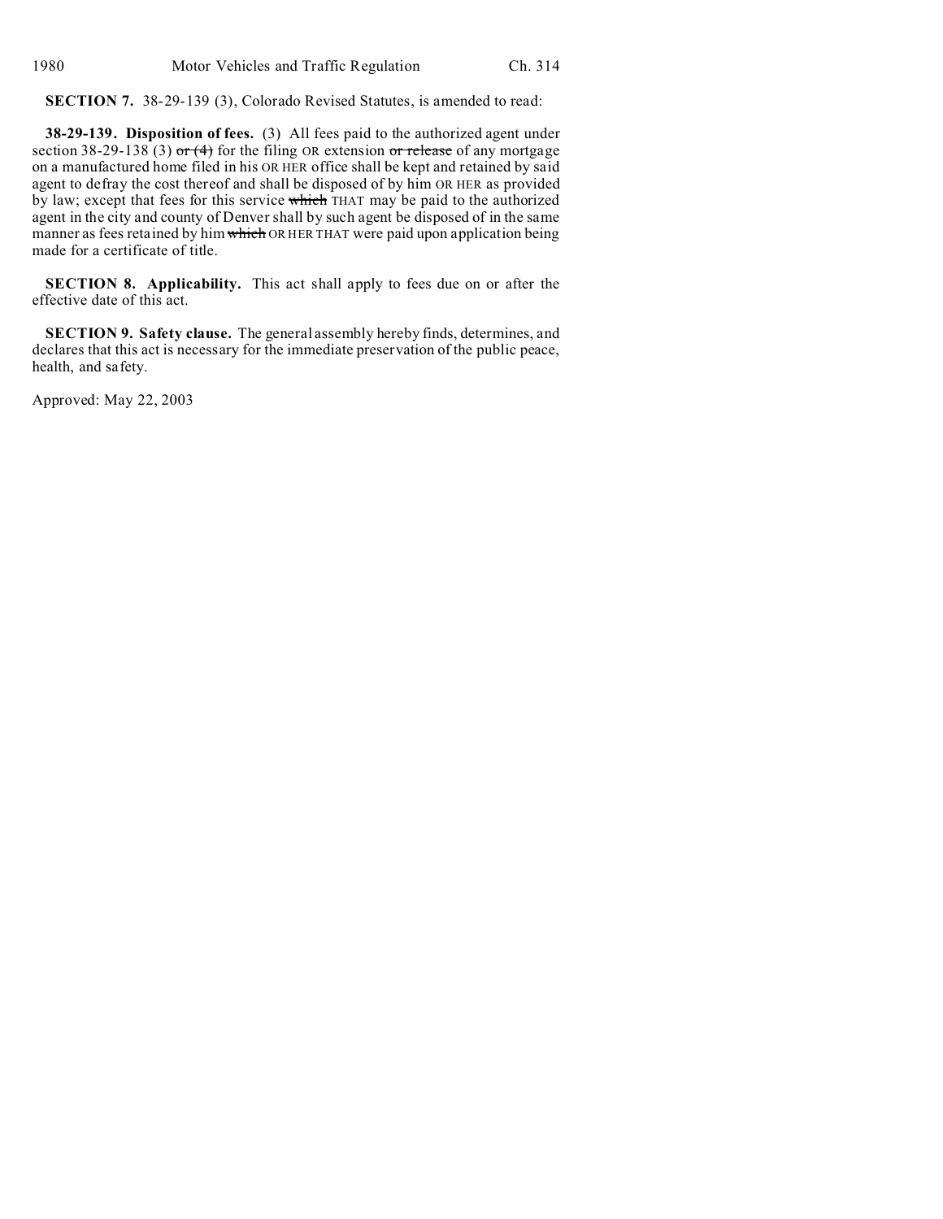**SECTION 7.** 38-29-139 (3), Colorado Revised Statutes, is amended to read:

**38-29-139. Disposition of fees.** (3) All fees paid to the authorized agent under section 38-29-138 (3) ~~or (4)~~ for the filing OR extension ~~or release~~ of any mortgage on a manufactured home filed in his OR HER office shall be kept and retained by said agent to defray the cost thereof and shall be disposed of by him OR HER as provided by law; except that fees for this service ~~which~~ THAT may be paid to the authorized agent in the city and county of Denver shall by such agent be disposed of in the same manner as fees retained by him ~~which~~ OR HER THAT were paid upon application being made for a certificate of title.

**SECTION 8. Applicability.** This act shall apply to fees due on or after the effective date of this act.

**SECTION 9. Safety clause.** The general assembly hereby finds, determines, and declares that this act is necessary for the immediate preservation of the public peace, health, and safety.

Approved: May 22, 2003